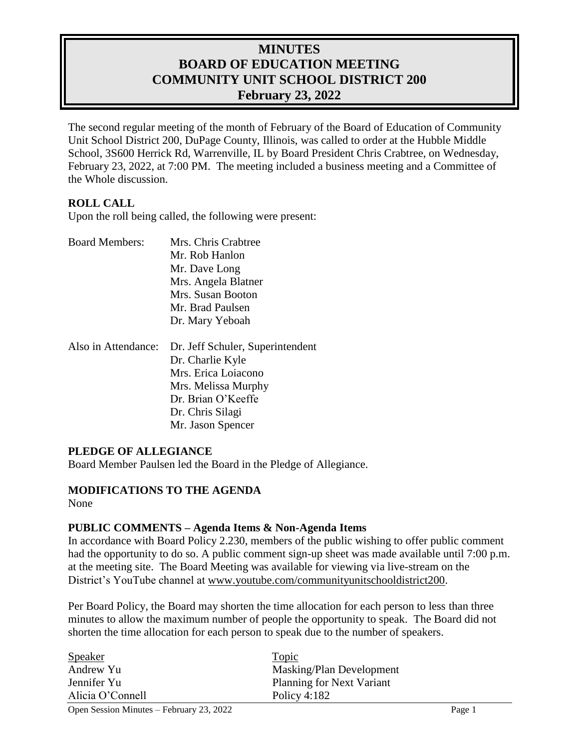# MINUTES
# BOARD OF EDUCATION MEETING
# COMMUNITY UNIT SCHOOL DISTRICT 200
# February 23, 2022

The second regular meeting of the month of February of the Board of Education of Community Unit School District 200, DuPage County, Illinois, was called to order at the Hubble Middle School, 3S600 Herrick Rd, Warrenville, IL by Board President Chris Crabtree, on Wednesday, February 23, 2022, at 7:00 PM. The meeting included a business meeting and a Committee of the Whole discussion.

## ROLL CALL

Upon the roll being called, the following were present:

Board Members:
- Mrs. Chris Crabtree
- Mr. Rob Hanlon
- Mr. Dave Long
- Mrs. Angela Blatner
- Mrs. Susan Booton
- Mr. Brad Paulsen
- Dr. Mary Yeboah

Also in Attendance:
- Dr. Jeff Schuler, Superintendent
- Dr. Charlie Kyle
- Mrs. Erica Loiacono
- Mrs. Melissa Murphy
- Dr. Brian O'Keeffe
- Dr. Chris Silagi
- Mr. Jason Spencer

## PLEDGE OF ALLEGIANCE

Board Member Paulsen led the Board in the Pledge of Allegiance.

## MODIFICATIONS TO THE AGENDA

None

## PUBLIC COMMENTS – Agenda Items & Non-Agenda Items

In accordance with Board Policy 2.230, members of the public wishing to offer public comment had the opportunity to do so. A public comment sign-up sheet was made available until 7:00 p.m. at the meeting site. The Board Meeting was available for viewing via live-stream on the District's YouTube channel at www.youtube.com/communityunitschooldistrict200.

Per Board Policy, the Board may shorten the time allocation for each person to less than three minutes to allow the maximum number of people the opportunity to speak. The Board did not shorten the time allocation for each person to speak due to the number of speakers.

| Speaker | Topic |
|---|---|
| Andrew Yu | Masking/Plan Development |
| Jennifer Yu | Planning for Next Variant |
| Alicia O'Connell | Policy 4:182 |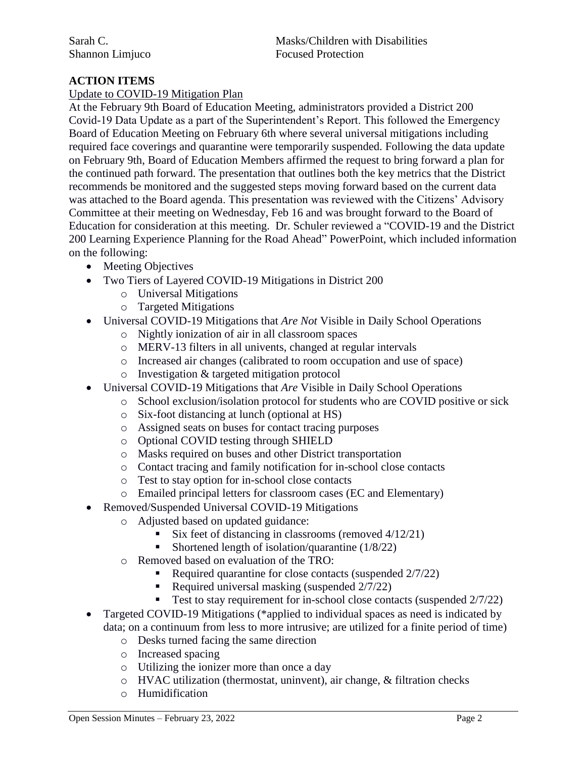| | |
|---|---|
| Sarah C. | Masks/Children with Disabilities |
| Shannon Limjuco | Focused Protection |

**ACTION ITEMS**

Update to COVID-19 Mitigation Plan

At the February 9th Board of Education Meeting, administrators provided a District 200 Covid-19 Data Update as a part of the Superintendent's Report. This followed the Emergency Board of Education Meeting on February 6th where several universal mitigations including required face coverings and quarantine were temporarily suspended. Following the data update on February 9th, Board of Education Members affirmed the request to bring forward a plan for the continued path forward. The presentation that outlines both the key metrics that the District recommends be monitored and the suggested steps moving forward based on the current data was attached to the Board agenda. This presentation was reviewed with the Citizens' Advisory Committee at their meeting on Wednesday, Feb 16 and was brought forward to the Board of Education for consideration at this meeting. Dr. Schuler reviewed a "COVID-19 and the District 200 Learning Experience Planning for the Road Ahead" PowerPoint, which included information on the following:

- Meeting Objectives
- Two Tiers of Layered COVID-19 Mitigations in District 200
  - Universal Mitigations
  - Targeted Mitigations
- Universal COVID-19 Mitigations that *Are Not* Visible in Daily School Operations
  - Nightly ionization of air in all classroom spaces
  - MERV-13 filters in all univents, changed at regular intervals
  - Increased air changes (calibrated to room occupation and use of space)
  - Investigation & targeted mitigation protocol
- Universal COVID-19 Mitigations that *Are* Visible in Daily School Operations
  - School exclusion/isolation protocol for students who are COVID positive or sick
  - Six-foot distancing at lunch (optional at HS)
  - Assigned seats on buses for contact tracing purposes
  - Optional COVID testing through SHIELD
  - Masks required on buses and other District transportation
  - Contact tracing and family notification for in-school close contacts
  - Test to stay option for in-school close contacts
  - Emailed principal letters for classroom cases (EC and Elementary)
- Removed/Suspended Universal COVID-19 Mitigations
  - Adjusted based on updated guidance:
    - Six feet of distancing in classrooms (removed 4/12/21)
    - Shortened length of isolation/quarantine (1/8/22)
  - Removed based on evaluation of the TRO:
    - Required quarantine for close contacts (suspended 2/7/22)
    - Required universal masking (suspended 2/7/22)
    - Test to stay requirement for in-school close contacts (suspended 2/7/22)
- Targeted COVID-19 Mitigations (*applied to individual spaces as need is indicated by data; on a continuum from less to more intrusive; are utilized for a finite period of time)
  - Desks turned facing the same direction
  - Increased spacing
  - Utilizing the ionizer more than once a day
  - HVAC utilization (thermostat, uninvent), air change, & filtration checks
  - Humidification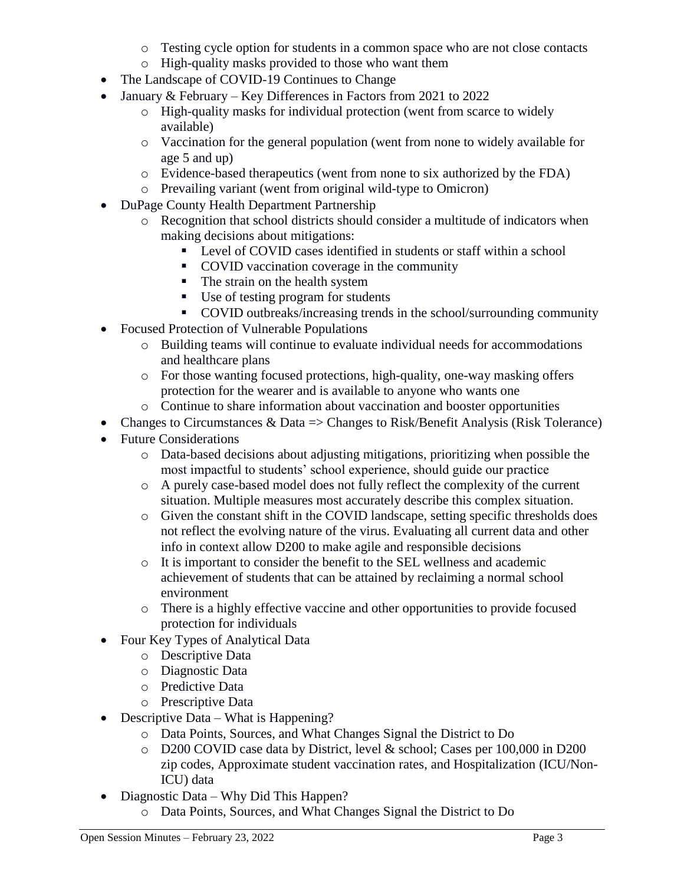- Testing cycle option for students in a common space who are not close contacts
  - High-quality masks provided to those who want them
- The Landscape of COVID-19 Continues to Change
- January & February – Key Differences in Factors from 2021 to 2022
  - High-quality masks for individual protection (went from scarce to widely available)
  - Vaccination for the general population (went from none to widely available for age 5 and up)
  - Evidence-based therapeutics (went from none to six authorized by the FDA)
  - Prevailing variant (went from original wild-type to Omicron)
- DuPage County Health Department Partnership
  - Recognition that school districts should consider a multitude of indicators when making decisions about mitigations:
    - Level of COVID cases identified in students or staff within a school
    - COVID vaccination coverage in the community
    - The strain on the health system
    - Use of testing program for students
    - COVID outbreaks/increasing trends in the school/surrounding community
- Focused Protection of Vulnerable Populations
  - Building teams will continue to evaluate individual needs for accommodations and healthcare plans
  - For those wanting focused protections, high-quality, one-way masking offers protection for the wearer and is available to anyone who wants one
  - Continue to share information about vaccination and booster opportunities
- Changes to Circumstances & Data => Changes to Risk/Benefit Analysis (Risk Tolerance)
- Future Considerations
  - Data-based decisions about adjusting mitigations, prioritizing when possible the most impactful to students' school experience, should guide our practice
  - A purely case-based model does not fully reflect the complexity of the current situation. Multiple measures most accurately describe this complex situation.
  - Given the constant shift in the COVID landscape, setting specific thresholds does not reflect the evolving nature of the virus. Evaluating all current data and other info in context allow D200 to make agile and responsible decisions
  - It is important to consider the benefit to the SEL wellness and academic achievement of students that can be attained by reclaiming a normal school environment
  - There is a highly effective vaccine and other opportunities to provide focused protection for individuals
- Four Key Types of Analytical Data
  - Descriptive Data
  - Diagnostic Data
  - Predictive Data
  - Prescriptive Data
- Descriptive Data – What is Happening?
  - Data Points, Sources, and What Changes Signal the District to Do
  - D200 COVID case data by District, level & school; Cases per 100,000 in D200 zip codes, Approximate student vaccination rates, and Hospitalization (ICU/Non-ICU) data
- Diagnostic Data – Why Did This Happen?
  - Data Points, Sources, and What Changes Signal the District to Do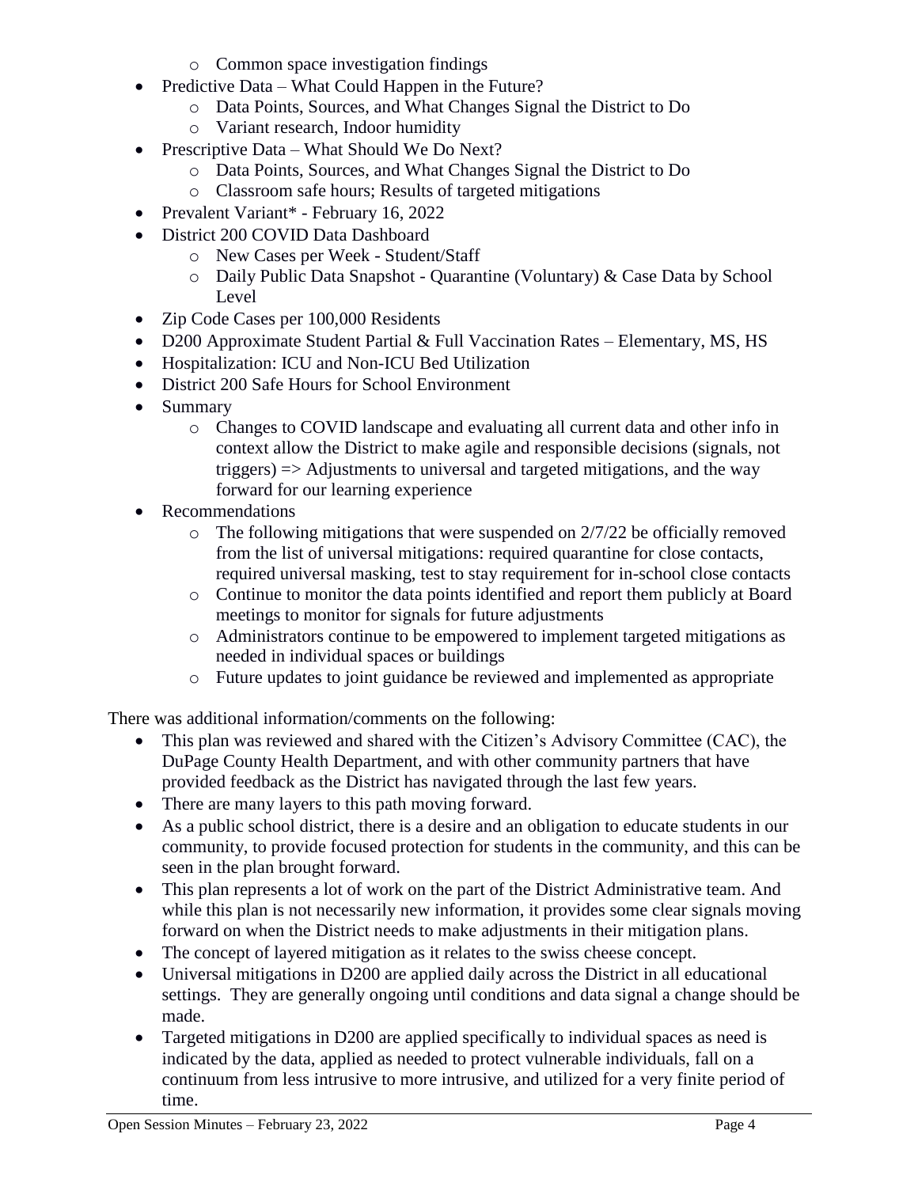- Common space investigation findings
- Predictive Data – What Could Happen in the Future?
    - Data Points, Sources, and What Changes Signal the District to Do
    - Variant research, Indoor humidity
- Prescriptive Data – What Should We Do Next?
    - Data Points, Sources, and What Changes Signal the District to Do
    - Classroom safe hours; Results of targeted mitigations
- Prevalent Variant* - February 16, 2022
- District 200 COVID Data Dashboard
    - New Cases per Week - Student/Staff
    - Daily Public Data Snapshot - Quarantine (Voluntary) & Case Data by School Level
- Zip Code Cases per 100,000 Residents
- D200 Approximate Student Partial & Full Vaccination Rates – Elementary, MS, HS
- Hospitalization: ICU and Non-ICU Bed Utilization
- District 200 Safe Hours for School Environment
- Summary
    - Changes to COVID landscape and evaluating all current data and other info in context allow the District to make agile and responsible decisions (signals, not triggers) => Adjustments to universal and targeted mitigations, and the way forward for our learning experience
- Recommendations
    - The following mitigations that were suspended on 2/7/22 be officially removed from the list of universal mitigations: required quarantine for close contacts, required universal masking, test to stay requirement for in-school close contacts
    - Continue to monitor the data points identified and report them publicly at Board meetings to monitor for signals for future adjustments
    - Administrators continue to be empowered to implement targeted mitigations as needed in individual spaces or buildings
    - Future updates to joint guidance be reviewed and implemented as appropriate

There was additional information/comments on the following:

- This plan was reviewed and shared with the Citizen's Advisory Committee (CAC), the DuPage County Health Department, and with other community partners that have provided feedback as the District has navigated through the last few years.
- There are many layers to this path moving forward.
- As a public school district, there is a desire and an obligation to educate students in our community, to provide focused protection for students in the community, and this can be seen in the plan brought forward.
- This plan represents a lot of work on the part of the District Administrative team. And while this plan is not necessarily new information, it provides some clear signals moving forward on when the District needs to make adjustments in their mitigation plans.
- The concept of layered mitigation as it relates to the swiss cheese concept.
- Universal mitigations in D200 are applied daily across the District in all educational settings. They are generally ongoing until conditions and data signal a change should be made.
- Targeted mitigations in D200 are applied specifically to individual spaces as need is indicated by the data, applied as needed to protect vulnerable individuals, fall on a continuum from less intrusive to more intrusive, and utilized for a very finite period of time.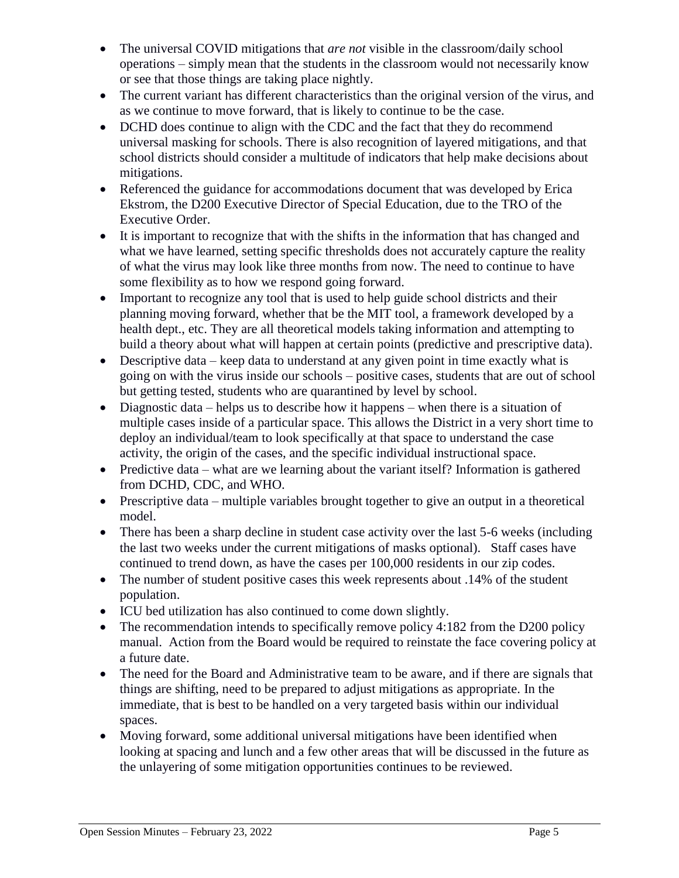- The universal COVID mitigations that *are not* visible in the classroom/daily school operations – simply mean that the students in the classroom would not necessarily know or see that those things are taking place nightly.
- The current variant has different characteristics than the original version of the virus, and as we continue to move forward, that is likely to continue to be the case.
- DCHD does continue to align with the CDC and the fact that they do recommend universal masking for schools. There is also recognition of layered mitigations, and that school districts should consider a multitude of indicators that help make decisions about mitigations.
- Referenced the guidance for accommodations document that was developed by Erica Ekstrom, the D200 Executive Director of Special Education, due to the TRO of the Executive Order.
- It is important to recognize that with the shifts in the information that has changed and what we have learned, setting specific thresholds does not accurately capture the reality of what the virus may look like three months from now. The need to continue to have some flexibility as to how we respond going forward.
- Important to recognize any tool that is used to help guide school districts and their planning moving forward, whether that be the MIT tool, a framework developed by a health dept., etc. They are all theoretical models taking information and attempting to build a theory about what will happen at certain points (predictive and prescriptive data).
- Descriptive data – keep data to understand at any given point in time exactly what is going on with the virus inside our schools – positive cases, students that are out of school but getting tested, students who are quarantined by level by school.
- Diagnostic data – helps us to describe how it happens – when there is a situation of multiple cases inside of a particular space. This allows the District in a very short time to deploy an individual/team to look specifically at that space to understand the case activity, the origin of the cases, and the specific individual instructional space.
- Predictive data – what are we learning about the variant itself? Information is gathered from DCHD, CDC, and WHO.
- Prescriptive data – multiple variables brought together to give an output in a theoretical model.
- There has been a sharp decline in student case activity over the last 5-6 weeks (including the last two weeks under the current mitigations of masks optional). Staff cases have continued to trend down, as have the cases per 100,000 residents in our zip codes.
- The number of student positive cases this week represents about .14% of the student population.
- ICU bed utilization has also continued to come down slightly.
- The recommendation intends to specifically remove policy 4:182 from the D200 policy manual. Action from the Board would be required to reinstate the face covering policy at a future date.
- The need for the Board and Administrative team to be aware, and if there are signals that things are shifting, need to be prepared to adjust mitigations as appropriate. In the immediate, that is best to be handled on a very targeted basis within our individual spaces.
- Moving forward, some additional universal mitigations have been identified when looking at spacing and lunch and a few other areas that will be discussed in the future as the unlayering of some mitigation opportunities continues to be reviewed.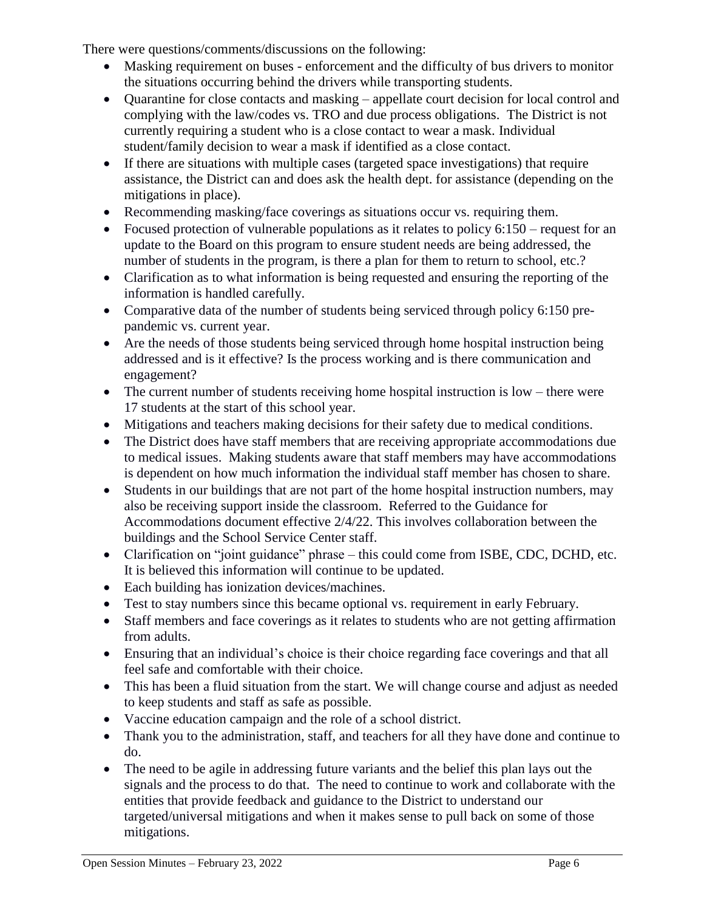There were questions/comments/discussions on the following:

- Masking requirement on buses - enforcement and the difficulty of bus drivers to monitor the situations occurring behind the drivers while transporting students.
- Quarantine for close contacts and masking – appellate court decision for local control and complying with the law/codes vs. TRO and due process obligations. The District is not currently requiring a student who is a close contact to wear a mask. Individual student/family decision to wear a mask if identified as a close contact.
- If there are situations with multiple cases (targeted space investigations) that require assistance, the District can and does ask the health dept. for assistance (depending on the mitigations in place).
- Recommending masking/face coverings as situations occur vs. requiring them.
- Focused protection of vulnerable populations as it relates to policy 6:150 – request for an update to the Board on this program to ensure student needs are being addressed, the number of students in the program, is there a plan for them to return to school, etc.?
- Clarification as to what information is being requested and ensuring the reporting of the information is handled carefully.
- Comparative data of the number of students being serviced through policy 6:150 pre-pandemic vs. current year.
- Are the needs of those students being serviced through home hospital instruction being addressed and is it effective? Is the process working and is there communication and engagement?
- The current number of students receiving home hospital instruction is low – there were 17 students at the start of this school year.
- Mitigations and teachers making decisions for their safety due to medical conditions.
- The District does have staff members that are receiving appropriate accommodations due to medical issues. Making students aware that staff members may have accommodations is dependent on how much information the individual staff member has chosen to share.
- Students in our buildings that are not part of the home hospital instruction numbers, may also be receiving support inside the classroom. Referred to the Guidance for Accommodations document effective 2/4/22. This involves collaboration between the buildings and the School Service Center staff.
- Clarification on "joint guidance" phrase – this could come from ISBE, CDC, DCHD, etc. It is believed this information will continue to be updated.
- Each building has ionization devices/machines.
- Test to stay numbers since this became optional vs. requirement in early February.
- Staff members and face coverings as it relates to students who are not getting affirmation from adults.
- Ensuring that an individual's choice is their choice regarding face coverings and that all feel safe and comfortable with their choice.
- This has been a fluid situation from the start. We will change course and adjust as needed to keep students and staff as safe as possible.
- Vaccine education campaign and the role of a school district.
- Thank you to the administration, staff, and teachers for all they have done and continue to do.
- The need to be agile in addressing future variants and the belief this plan lays out the signals and the process to do that. The need to continue to work and collaborate with the entities that provide feedback and guidance to the District to understand our targeted/universal mitigations and when it makes sense to pull back on some of those mitigations.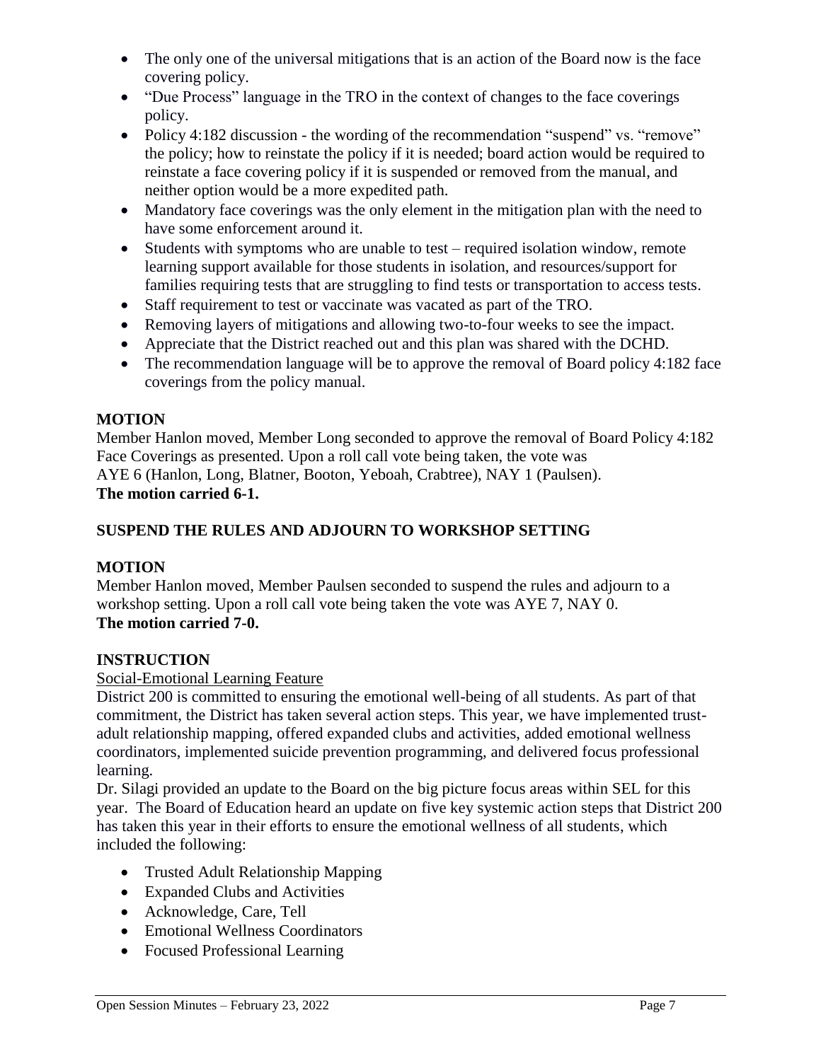- The only one of the universal mitigations that is an action of the Board now is the face covering policy.
- "Due Process" language in the TRO in the context of changes to the face coverings policy.
- Policy 4:182 discussion - the wording of the recommendation "suspend" vs. "remove" the policy; how to reinstate the policy if it is needed; board action would be required to reinstate a face covering policy if it is suspended or removed from the manual, and neither option would be a more expedited path.
- Mandatory face coverings was the only element in the mitigation plan with the need to have some enforcement around it.
- Students with symptoms who are unable to test – required isolation window, remote learning support available for those students in isolation, and resources/support for families requiring tests that are struggling to find tests or transportation to access tests.
- Staff requirement to test or vaccinate was vacated as part of the TRO.
- Removing layers of mitigations and allowing two-to-four weeks to see the impact.
- Appreciate that the District reached out and this plan was shared with the DCHD.
- The recommendation language will be to approve the removal of Board policy 4:182 face coverings from the policy manual.

**MOTION**

Member Hanlon moved, Member Long seconded to approve the removal of Board Policy 4:182 Face Coverings as presented. Upon a roll call vote being taken, the vote was AYE 6 (Hanlon, Long, Blatner, Booton, Yeboah, Crabtree), NAY 1 (Paulsen).

**The motion carried 6-1.**

**SUSPEND THE RULES AND ADJOURN TO WORKSHOP SETTING**

**MOTION**

Member Hanlon moved, Member Paulsen seconded to suspend the rules and adjourn to a workshop setting. Upon a roll call vote being taken the vote was AYE 7, NAY 0.

**The motion carried 7-0.**

**INSTRUCTION**

Social-Emotional Learning Feature

District 200 is committed to ensuring the emotional well-being of all students. As part of that commitment, the District has taken several action steps. This year, we have implemented trust-adult relationship mapping, offered expanded clubs and activities, added emotional wellness coordinators, implemented suicide prevention programming, and delivered focus professional learning.

Dr. Silagi provided an update to the Board on the big picture focus areas within SEL for this year. The Board of Education heard an update on five key systemic action steps that District 200 has taken this year in their efforts to ensure the emotional wellness of all students, which included the following:

- Trusted Adult Relationship Mapping
- Expanded Clubs and Activities
- Acknowledge, Care, Tell
- Emotional Wellness Coordinators
- Focused Professional Learning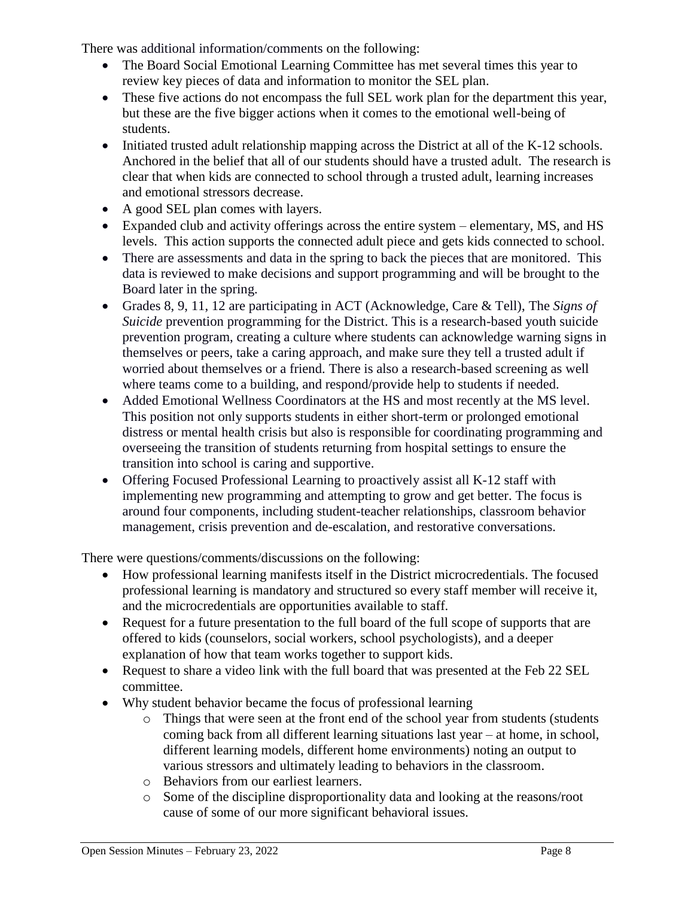There was additional information/comments on the following:

- The Board Social Emotional Learning Committee has met several times this year to review key pieces of data and information to monitor the SEL plan.
- These five actions do not encompass the full SEL work plan for the department this year, but these are the five bigger actions when it comes to the emotional well-being of students.
- Initiated trusted adult relationship mapping across the District at all of the K-12 schools. Anchored in the belief that all of our students should have a trusted adult. The research is clear that when kids are connected to school through a trusted adult, learning increases and emotional stressors decrease.
- A good SEL plan comes with layers.
- Expanded club and activity offerings across the entire system – elementary, MS, and HS levels. This action supports the connected adult piece and gets kids connected to school.
- There are assessments and data in the spring to back the pieces that are monitored. This data is reviewed to make decisions and support programming and will be brought to the Board later in the spring.
- Grades 8, 9, 11, 12 are participating in ACT (Acknowledge, Care & Tell), The *Signs of Suicide* prevention programming for the District. This is a research-based youth suicide prevention program, creating a culture where students can acknowledge warning signs in themselves or peers, take a caring approach, and make sure they tell a trusted adult if worried about themselves or a friend. There is also a research-based screening as well where teams come to a building, and respond/provide help to students if needed.
- Added Emotional Wellness Coordinators at the HS and most recently at the MS level. This position not only supports students in either short-term or prolonged emotional distress or mental health crisis but also is responsible for coordinating programming and overseeing the transition of students returning from hospital settings to ensure the transition into school is caring and supportive.
- Offering Focused Professional Learning to proactively assist all K-12 staff with implementing new programming and attempting to grow and get better. The focus is around four components, including student-teacher relationships, classroom behavior management, crisis prevention and de-escalation, and restorative conversations.

There were questions/comments/discussions on the following:

- How professional learning manifests itself in the District microcredentials. The focused professional learning is mandatory and structured so every staff member will receive it, and the microcredentials are opportunities available to staff.
- Request for a future presentation to the full board of the full scope of supports that are offered to kids (counselors, social workers, school psychologists), and a deeper explanation of how that team works together to support kids.
- Request to share a video link with the full board that was presented at the Feb 22 SEL committee.
- Why student behavior became the focus of professional learning
    - Things that were seen at the front end of the school year from students (students coming back from all different learning situations last year – at home, in school, different learning models, different home environments) noting an output to various stressors and ultimately leading to behaviors in the classroom.
    - Behaviors from our earliest learners.
    - Some of the discipline disproportionality data and looking at the reasons/root cause of some of our more significant behavioral issues.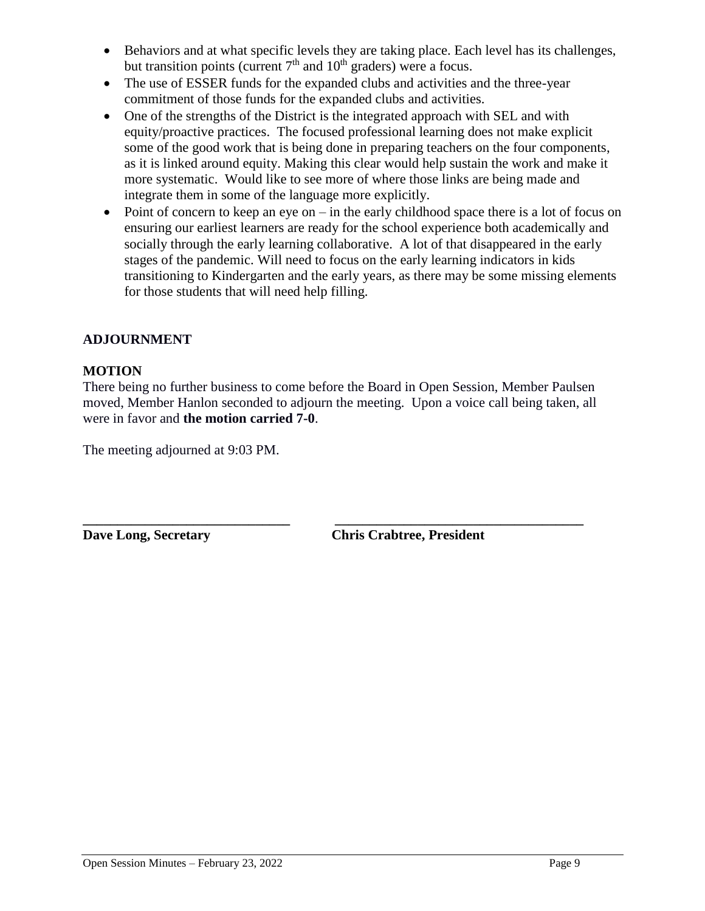- Behaviors and at what specific levels they are taking place. Each level has its challenges, but transition points (current 7th and 10th graders) were a focus.
- The use of ESSER funds for the expanded clubs and activities and the three-year commitment of those funds for the expanded clubs and activities.
- One of the strengths of the District is the integrated approach with SEL and with equity/proactive practices. The focused professional learning does not make explicit some of the good work that is being done in preparing teachers on the four components, as it is linked around equity. Making this clear would help sustain the work and make it more systematic. Would like to see more of where those links are being made and integrate them in some of the language more explicitly.
- Point of concern to keep an eye on – in the early childhood space there is a lot of focus on ensuring our earliest learners are ready for the school experience both academically and socially through the early learning collaborative. A lot of that disappeared in the early stages of the pandemic. Will need to focus on the early learning indicators in kids transitioning to Kindergarten and the early years, as there may be some missing elements for those students that will need help filling.

**ADJOURNMENT**

**MOTION**

There being no further business to come before the Board in Open Session, Member Paulsen moved, Member Hanlon seconded to adjourn the meeting. Upon a voice call being taken, all were in favor and **the motion carried 7-0**.

The meeting adjourned at 9:03 PM.

\_\_\_\_\_\_\_\_\_\_\_\_\_\_\_\_\_\_\_\_\_\_\_\_\_\_\_\_\_\_ \_\_\_\_\_\_\_\_\_\_\_\_\_\_\_\_\_\_\_\_\_\_\_\_\_\_\_\_\_\_\_\_\_\_\_\_

**Dave Long, Secretary** **Chris Crabtree, President**